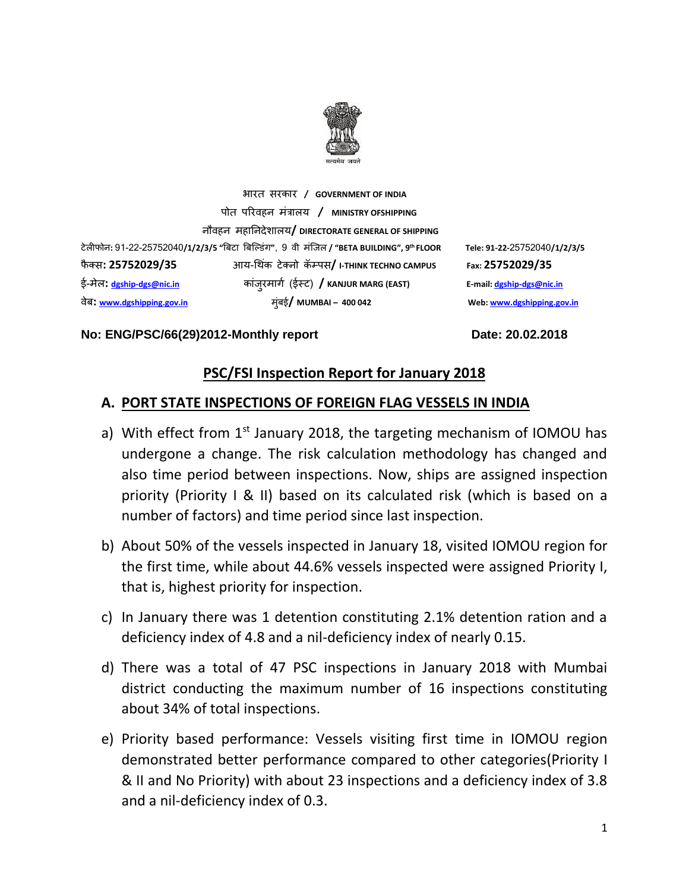सत्यमेव जयते

भारत सरकार / **GOVERNMENT OF INDIA**

पोत परिवहन मंत्रालय / **MINISTRY OFSHIPPING**

नौवहन महानिदेशालय/ **DIRECTORATE GENERAL OF SHIPPING**

टेलीफोन: 91-22-25752040/1/2/3/5 "बिटा बिल्डिंग", 9 वी मंजिल / **"BETA BUILDING", 9th FLOOR** — **Tele: 91-22-25752040/1/2/3/5**

फैक्स: **25752029/35** — आय-थिंक टेक्नो कॅम्पस/ **I-THINK TECHNO CAMPUS** — **Fax: 25752029/35**

ई-मेल: **dgship-dgs@nic.in** — कांजुरमार्ग (ईस्ट) / **KANJUR MARG (EAST)** — **E-mail: dgship-dgs@nic.in**

वेब: **www.dgshipping.gov.in** — मुंबई/ **MUMBAI – 400 042** — **Web: www.dgshipping.gov.in**

**No: ENG/PSC/66(29)2012-Monthly report** **Date: 20.02.2018**

## PSC/FSI Inspection Report for January 2018

### A. PORT STATE INSPECTIONS OF FOREIGN FLAG VESSELS IN INDIA

a) With effect from 1st January 2018, the targeting mechanism of IOMOU has undergone a change. The risk calculation methodology has changed and also time period between inspections. Now, ships are assigned inspection priority (Priority I & II) based on its calculated risk (which is based on a number of factors) and time period since last inspection.

b) About 50% of the vessels inspected in January 18, visited IOMOU region for the first time, while about 44.6% vessels inspected were assigned Priority I, that is, highest priority for inspection.

c) In January there was 1 detention constituting 2.1% detention ration and a deficiency index of 4.8 and a nil-deficiency index of nearly 0.15.

d) There was a total of 47 PSC inspections in January 2018 with Mumbai district conducting the maximum number of 16 inspections constituting about 34% of total inspections.

e) Priority based performance: Vessels visiting first time in IOMOU region demonstrated better performance compared to other categories(Priority I & II and No Priority) with about 23 inspections and a deficiency index of 3.8 and a nil-deficiency index of 0.3.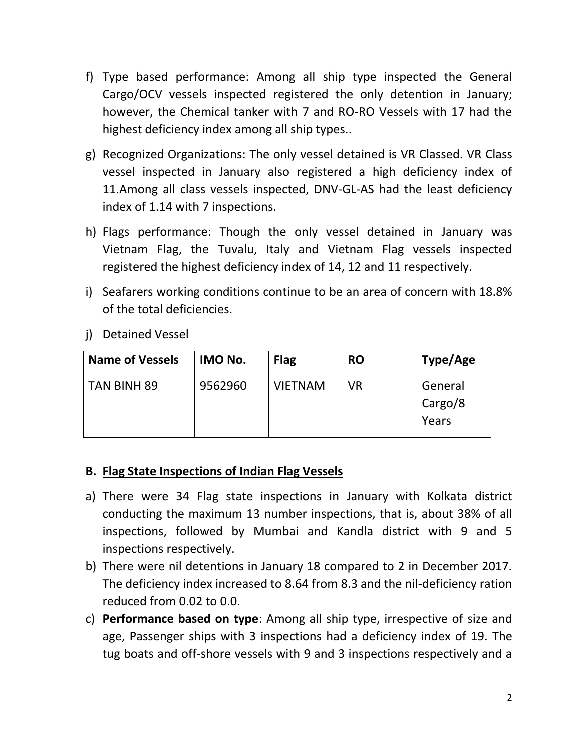f) Type based performance: Among all ship type inspected the General Cargo/OCV vessels inspected registered the only detention in January; however, the Chemical tanker with 7 and RO-RO Vessels with 17 had the highest deficiency index among all ship types..

g) Recognized Organizations: The only vessel detained is VR Classed. VR Class vessel inspected in January also registered a high deficiency index of 11.Among all class vessels inspected, DNV-GL-AS had the least deficiency index of 1.14 with 7 inspections.

h) Flags performance: Though the only vessel detained in January was Vietnam Flag, the Tuvalu, Italy and Vietnam Flag vessels inspected registered the highest deficiency index of 14, 12 and 11 respectively.

i) Seafarers working conditions continue to be an area of concern with 18.8% of the total deficiencies.

j) Detained Vessel

| Name of Vessels | IMO No. | Flag | RO | Type/Age |
|---|---|---|---|---|
| TAN BINH 89 | 9562960 | VIETNAM | VR | General Cargo/8 Years |

## B. Flag State Inspections of Indian Flag Vessels

a) There were 34 Flag state inspections in January with Kolkata district conducting the maximum 13 number inspections, that is, about 38% of all inspections, followed by Mumbai and Kandla district with 9 and 5 inspections respectively.

b) There were nil detentions in January 18 compared to 2 in December 2017. The deficiency index increased to 8.64 from 8.3 and the nil-deficiency ration reduced from 0.02 to 0.0.

c) **Performance based on type**: Among all ship type, irrespective of size and age, Passenger ships with 3 inspections had a deficiency index of 19. The tug boats and off-shore vessels with 9 and 3 inspections respectively and a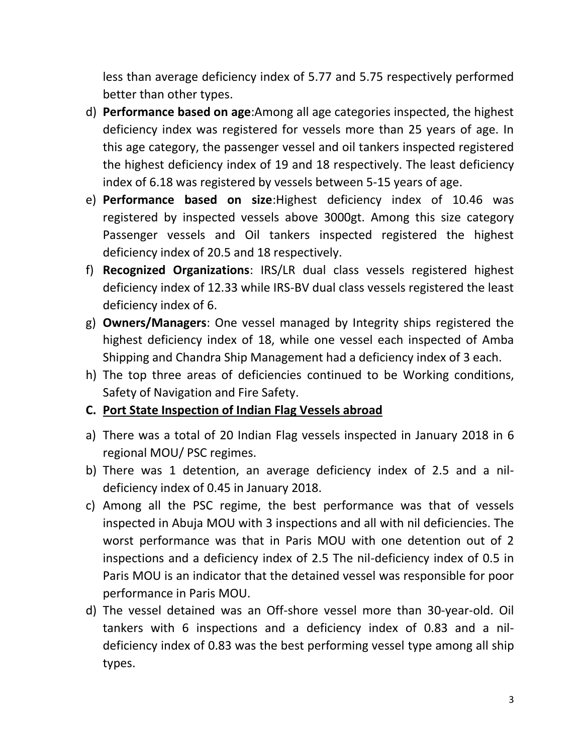less than average deficiency index of 5.77 and 5.75 respectively performed better than other types.

d) **Performance based on age**:Among all age categories inspected, the highest deficiency index was registered for vessels more than 25 years of age. In this age category, the passenger vessel and oil tankers inspected registered the highest deficiency index of 19 and 18 respectively. The least deficiency index of 6.18 was registered by vessels between 5-15 years of age.

e) **Performance based on size**:Highest deficiency index of 10.46 was registered by inspected vessels above 3000gt. Among this size category Passenger vessels and Oil tankers inspected registered the highest deficiency index of 20.5 and 18 respectively.

f) **Recognized Organizations**: IRS/LR dual class vessels registered highest deficiency index of 12.33 while IRS-BV dual class vessels registered the least deficiency index of 6.

g) **Owners/Managers**: One vessel managed by Integrity ships registered the highest deficiency index of 18, while one vessel each inspected of Amba Shipping and Chandra Ship Management had a deficiency index of 3 each.

h) The top three areas of deficiencies continued to be Working conditions, Safety of Navigation and Fire Safety.

**C. Port State Inspection of Indian Flag Vessels abroad**

a) There was a total of 20 Indian Flag vessels inspected in January 2018 in 6 regional MOU/ PSC regimes.

b) There was 1 detention, an average deficiency index of 2.5 and a nil-deficiency index of 0.45 in January 2018.

c) Among all the PSC regime, the best performance was that of vessels inspected in Abuja MOU with 3 inspections and all with nil deficiencies. The worst performance was that in Paris MOU with one detention out of 2 inspections and a deficiency index of 2.5 The nil-deficiency index of 0.5 in Paris MOU is an indicator that the detained vessel was responsible for poor performance in Paris MOU.

d) The vessel detained was an Off-shore vessel more than 30-year-old. Oil tankers with 6 inspections and a deficiency index of 0.83 and a nil-deficiency index of 0.83 was the best performing vessel type among all ship types.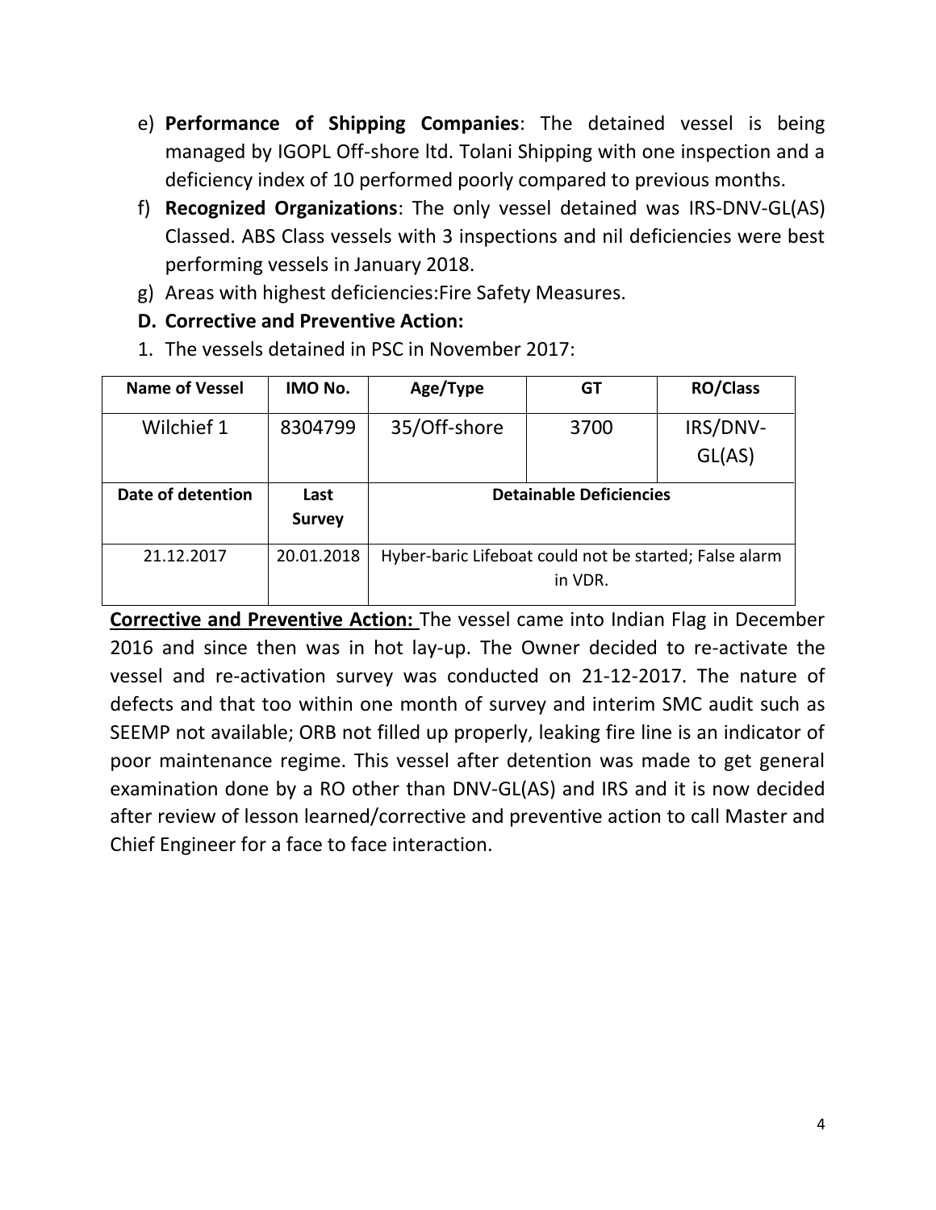e) **Performance of Shipping Companies**: The detained vessel is being managed by IGOPL Off-shore ltd. Tolani Shipping with one inspection and a deficiency index of 10 performed poorly compared to previous months.

f) **Recognized Organizations**: The only vessel detained was IRS-DNV-GL(AS) Classed. ABS Class vessels with 3 inspections and nil deficiencies were best performing vessels in January 2018.

g) Areas with highest deficiencies:Fire Safety Measures.

**D. Corrective and Preventive Action:**

1. The vessels detained in PSC in November 2017:

| **Name of Vessel** | **IMO No.** | **Age/Type** | **GT** | **RO/Class** |
|---|---|---|---|---|
| Wilchief 1 | 8304799 | 35/Off-shore | 3700 | IRS/DNV-GL(AS) |
| **Date of detention** | **Last Survey** | **Detainable Deficiencies** | | |
| 21.12.2017 | 20.01.2018 | Hyber-baric Lifeboat could not be started; False alarm in VDR. | | |

**Corrective and Preventive Action:** The vessel came into Indian Flag in December 2016 and since then was in hot lay-up. The Owner decided to re-activate the vessel and re-activation survey was conducted on 21-12-2017. The nature of defects and that too within one month of survey and interim SMC audit such as SEEMP not available; ORB not filled up properly, leaking fire line is an indicator of poor maintenance regime. This vessel after detention was made to get general examination done by a RO other than DNV-GL(AS) and IRS and it is now decided after review of lesson learned/corrective and preventive action to call Master and Chief Engineer for a face to face interaction.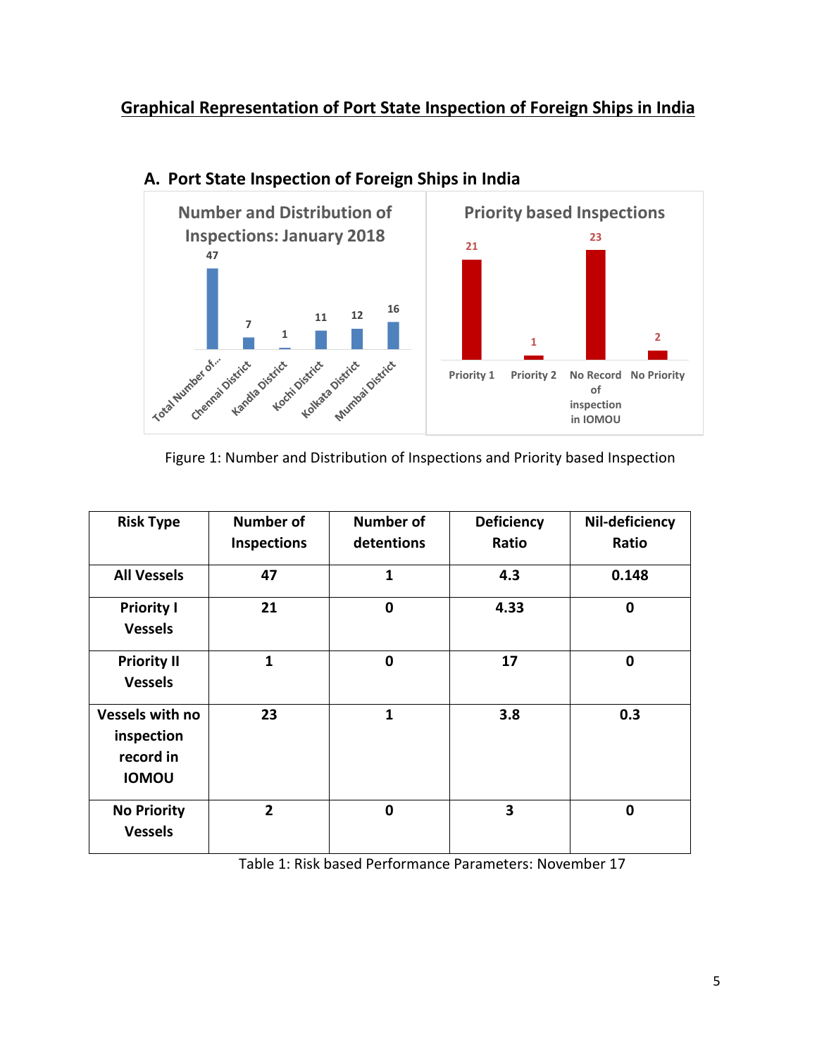## Graphical Representation of Port State Inspection of Foreign Ships in India

### A. Port State Inspection of Foreign Ships in India

Figure 1: Number and Distribution of Inspections and Priority based Inspection

| Risk Type | Number of Inspections | Number of detentions | Deficiency Ratio | Nil-deficiency Ratio |
|---|---|---|---|---|
| All Vessels | 47 | 1 | 4.3 | 0.148 |
| Priority I Vessels | 21 | 0 | 4.33 | 0 |
| Priority II Vessels | 1 | 0 | 17 | 0 |
| Vessels with no inspection record in IOMOU | 23 | 1 | 3.8 | 0.3 |
| No Priority Vessels | 2 | 0 | 3 | 0 |

Table 1: Risk based Performance Parameters: November 17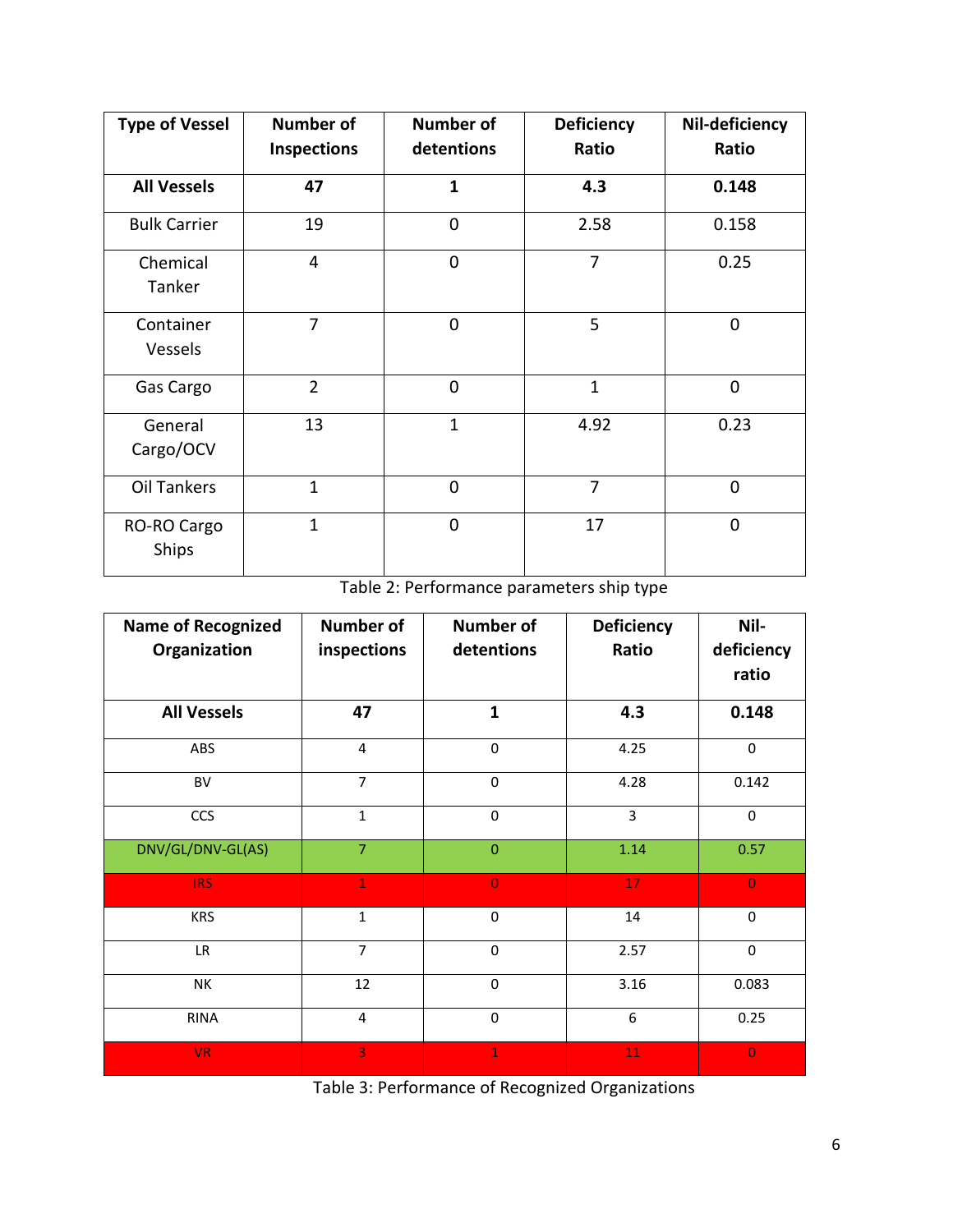| Type of Vessel | Number of Inspections | Number of detentions | Deficiency Ratio | Nil-deficiency Ratio |
|---|---|---|---|---|
| **All Vessels** | **47** | **1** | **4.3** | **0.148** |
| Bulk Carrier | 19 | 0 | 2.58 | 0.158 |
| Chemical Tanker | 4 | 0 | 7 | 0.25 |
| Container Vessels | 7 | 0 | 5 | 0 |
| Gas Cargo | 2 | 0 | 1 | 0 |
| General Cargo/OCV | 13 | 1 | 4.92 | 0.23 |
| Oil Tankers | 1 | 0 | 7 | 0 |
| RO-RO Cargo Ships | 1 | 0 | 17 | 0 |

Table 2: Performance parameters ship type

| Name of Recognized Organization | Number of inspections | Number of detentions | Deficiency Ratio | Nil-deficiency ratio |
|---|---|---|---|---|
| **All Vessels** | **47** | **1** | **4.3** | **0.148** |
| ABS | 4 | 0 | 4.25 | 0 |
| BV | 7 | 0 | 4.28 | 0.142 |
| CCS | 1 | 0 | 3 | 0 |
| DNV/GL/DNV-GL(AS) | 7 | 0 | 1.14 | 0.57 |
| IRS | 1 | 0 | 17 | 0 |
| KRS | 1 | 0 | 14 | 0 |
| LR | 7 | 0 | 2.57 | 0 |
| NK | 12 | 0 | 3.16 | 0.083 |
| RINA | 4 | 0 | 6 | 0.25 |
| VR | 3 | 1 | 11 | 0 |

Table 3: Performance of Recognized Organizations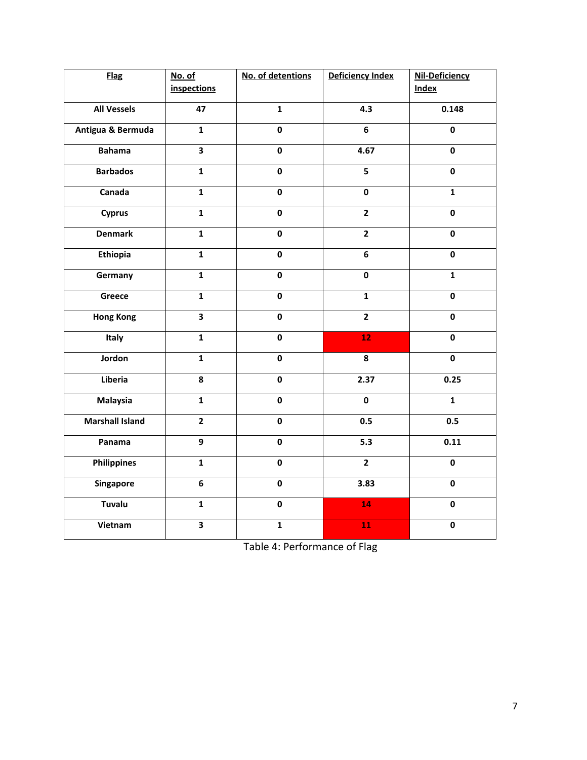| Flag | No. of inspections | No. of detentions | Deficiency Index | Nil-Deficiency Index |
|---|---|---|---|---|
| **All Vessels** | **47** | **1** | **4.3** | **0.148** |
| **Antigua & Bermuda** | **1** | **0** | **6** | **0** |
| **Bahama** | **3** | **0** | **4.67** | **0** |
| **Barbados** | **1** | **0** | **5** | **0** |
| **Canada** | **1** | **0** | **0** | **1** |
| **Cyprus** | **1** | **0** | **2** | **0** |
| **Denmark** | **1** | **0** | **2** | **0** |
| **Ethiopia** | **1** | **0** | **6** | **0** |
| **Germany** | **1** | **0** | **0** | **1** |
| **Greece** | **1** | **0** | **1** | **0** |
| **Hong Kong** | **3** | **0** | **2** | **0** |
| **Italy** | **1** | **0** | **12** | **0** |
| **Jordon** | **1** | **0** | **8** | **0** |
| **Liberia** | **8** | **0** | **2.37** | **0.25** |
| **Malaysia** | **1** | **0** | **0** | **1** |
| **Marshall Island** | **2** | **0** | **0.5** | **0.5** |
| **Panama** | **9** | **0** | **5.3** | **0.11** |
| **Philippines** | **1** | **0** | **2** | **0** |
| **Singapore** | **6** | **0** | **3.83** | **0** |
| **Tuvalu** | **1** | **0** | **14** | **0** |
| **Vietnam** | **3** | **1** | **11** | **0** |

Table 4: Performance of Flag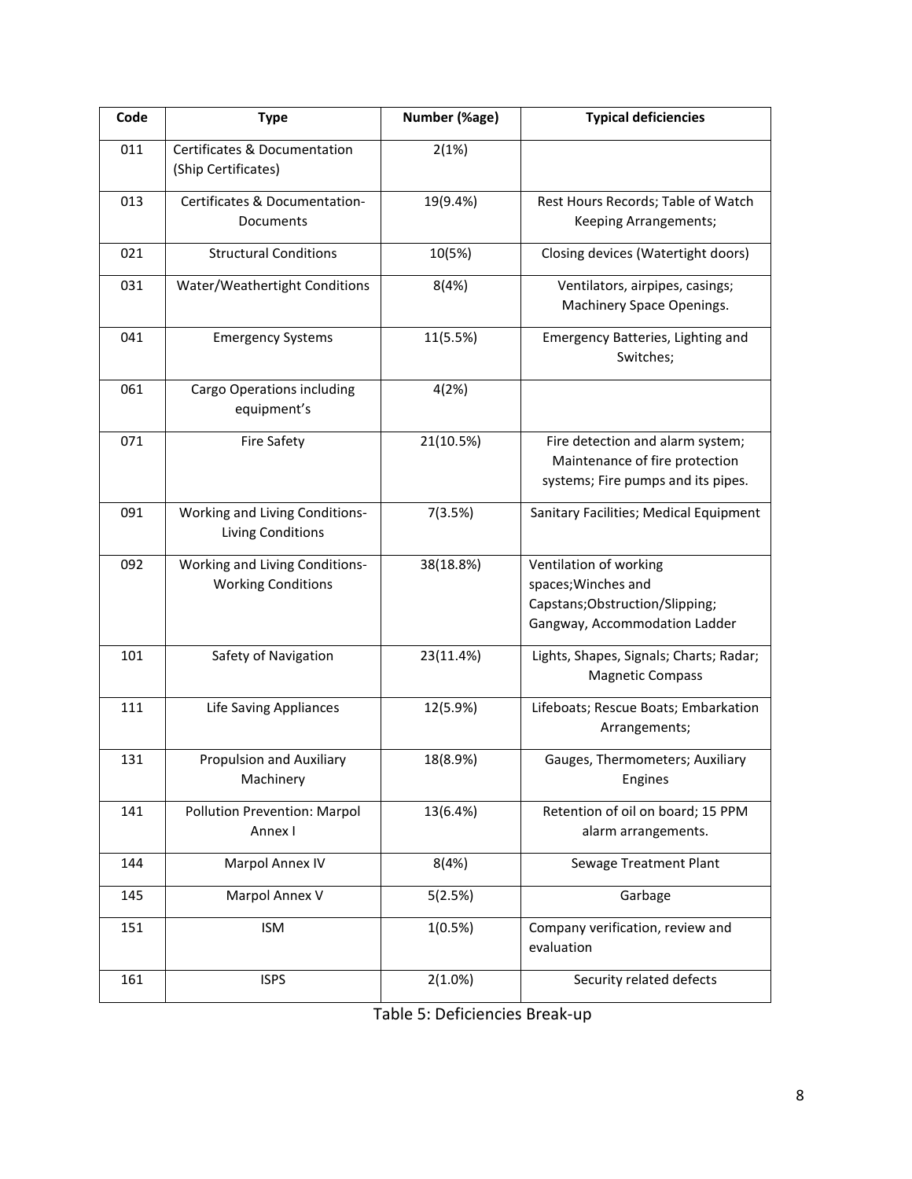| Code | Type | Number (%age) | Typical deficiencies |
|---|---|---|---|
| 011 | Certificates & Documentation (Ship Certificates) | 2(1%) | |
| 013 | Certificates & Documentation-Documents | 19(9.4%) | Rest Hours Records; Table of Watch Keeping Arrangements; |
| 021 | Structural Conditions | 10(5%) | Closing devices (Watertight doors) |
| 031 | Water/Weathertight Conditions | 8(4%) | Ventilators, airpipes, casings; Machinery Space Openings. |
| 041 | Emergency Systems | 11(5.5%) | Emergency Batteries, Lighting and Switches; |
| 061 | Cargo Operations including equipment's | 4(2%) | |
| 071 | Fire Safety | 21(10.5%) | Fire detection and alarm system; Maintenance of fire protection systems; Fire pumps and its pipes. |
| 091 | Working and Living Conditions-Living Conditions | 7(3.5%) | Sanitary Facilities; Medical Equipment |
| 092 | Working and Living Conditions-Working Conditions | 38(18.8%) | Ventilation of working spaces;Winches and Capstans;Obstruction/Slipping; Gangway, Accommodation Ladder |
| 101 | Safety of Navigation | 23(11.4%) | Lights, Shapes, Signals; Charts; Radar; Magnetic Compass |
| 111 | Life Saving Appliances | 12(5.9%) | Lifeboats; Rescue Boats; Embarkation Arrangements; |
| 131 | Propulsion and Auxiliary Machinery | 18(8.9%) | Gauges, Thermometers; Auxiliary Engines |
| 141 | Pollution Prevention: Marpol Annex I | 13(6.4%) | Retention of oil on board; 15 PPM alarm arrangements. |
| 144 | Marpol Annex IV | 8(4%) | Sewage Treatment Plant |
| 145 | Marpol Annex V | 5(2.5%) | Garbage |
| 151 | ISM | 1(0.5%) | Company verification, review and evaluation |
| 161 | ISPS | 2(1.0%) | Security related defects |

Table 5: Deficiencies Break-up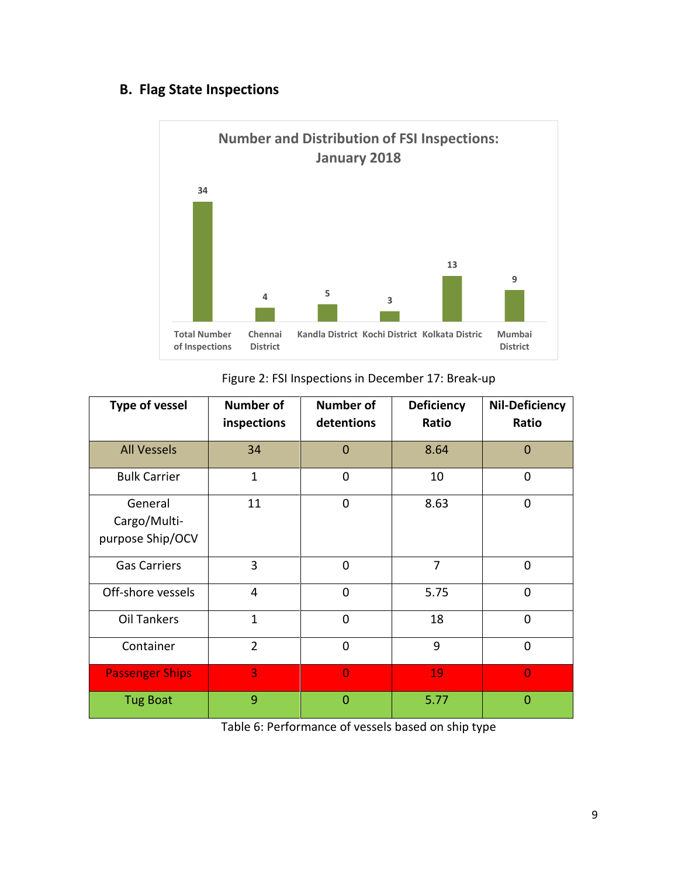## B. Flag State Inspections

Number and Distribution of FSI Inspections: January 2018

| Total Number of Inspections | Chennai District | Kandla District | Kochi District | Kolkata Distric | Mumbai District |
|---|---|---|---|---|---|
| 34 | 4 | 5 | 3 | 13 | 9 |

Figure 2: FSI Inspections in December 17: Break-up

| Type of vessel | Number of inspections | Number of detentions | Deficiency Ratio | Nil-Deficiency Ratio |
|---|---|---|---|---|
| All Vessels | 34 | 0 | 8.64 | 0 |
| Bulk Carrier | 1 | 0 | 10 | 0 |
| General Cargo/Multi-purpose Ship/OCV | 11 | 0 | 8.63 | 0 |
| Gas Carriers | 3 | 0 | 7 | 0 |
| Off-shore vessels | 4 | 0 | 5.75 | 0 |
| Oil Tankers | 1 | 0 | 18 | 0 |
| Container | 2 | 0 | 9 | 0 |
| Passenger Ships | 3 | 0 | 19 | 0 |
| Tug Boat | 9 | 0 | 5.77 | 0 |

Table 6: Performance of vessels based on ship type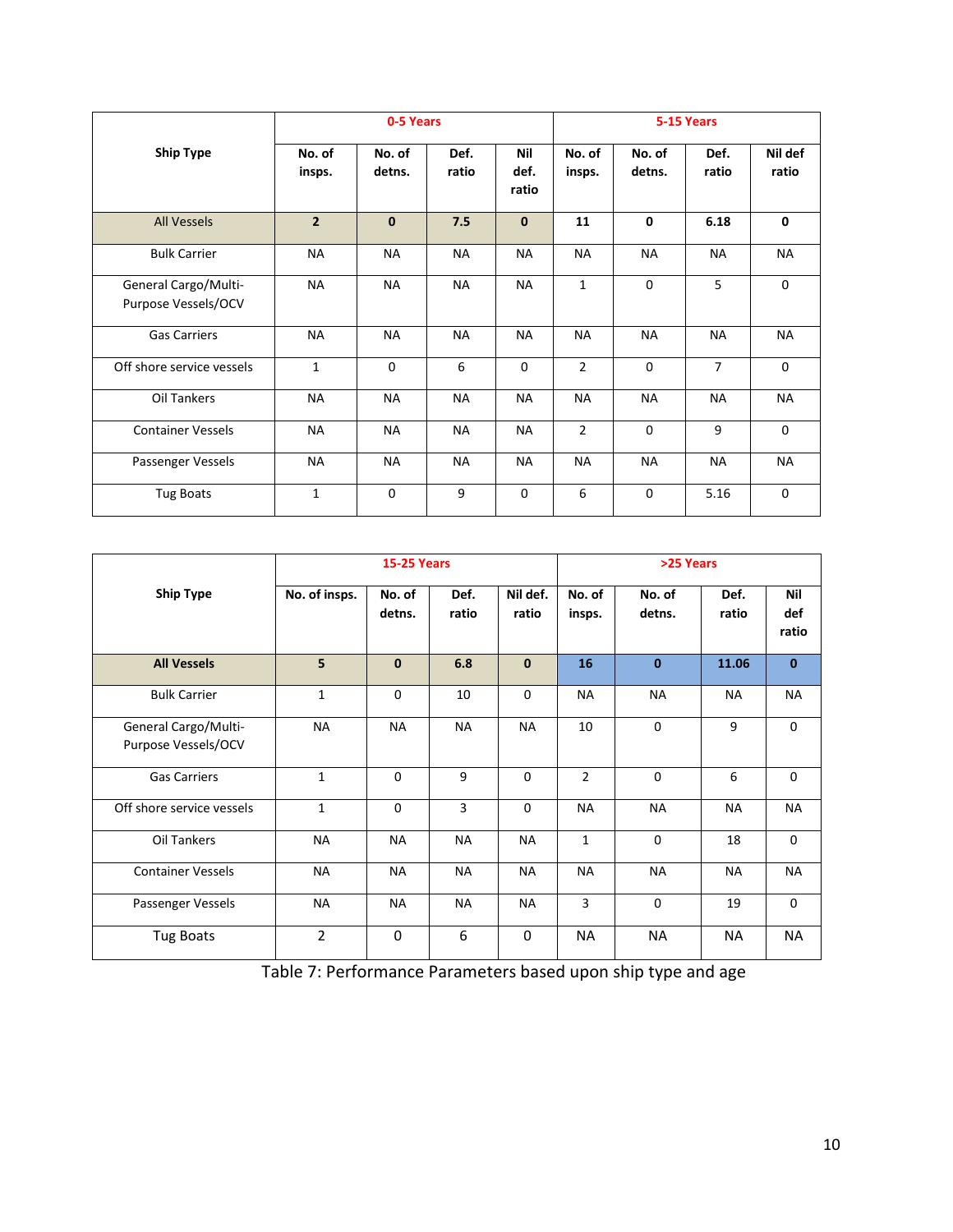| Ship Type | 0-5 Years | | | | 5-15 Years | | | |
|---|---|---|---|---|---|---|---|---|
| | No. of insps. | No. of detns. | Def. ratio | Nil def. ratio | No. of insps. | No. of detns. | Def. ratio | Nil def ratio |
| All Vessels | 2 | 0 | 7.5 | 0 | 11 | 0 | 6.18 | 0 |
| Bulk Carrier | NA | NA | NA | NA | NA | NA | NA | NA |
| General Cargo/Multi-Purpose Vessels/OCV | NA | NA | NA | NA | 1 | 0 | 5 | 0 |
| Gas Carriers | NA | NA | NA | NA | NA | NA | NA | NA |
| Off shore service vessels | 1 | 0 | 6 | 0 | 2 | 0 | 7 | 0 |
| Oil Tankers | NA | NA | NA | NA | NA | NA | NA | NA |
| Container Vessels | NA | NA | NA | NA | 2 | 0 | 9 | 0 |
| Passenger Vessels | NA | NA | NA | NA | NA | NA | NA | NA |
| Tug Boats | 1 | 0 | 9 | 0 | 6 | 0 | 5.16 | 0 |

| Ship Type | 15-25 Years | | | | >25 Years | | | |
|---|---|---|---|---|---|---|---|---|
| | No. of insps. | No. of detns. | Def. ratio | Nil def. ratio | No. of insps. | No. of detns. | Def. ratio | Nil def ratio |
| **All Vessels** | **5** | **0** | **6.8** | **0** | **16** | **0** | **11.06** | **0** |
| Bulk Carrier | 1 | 0 | 10 | 0 | NA | NA | NA | NA |
| General Cargo/Multi-Purpose Vessels/OCV | NA | NA | NA | NA | 10 | 0 | 9 | 0 |
| Gas Carriers | 1 | 0 | 9 | 0 | 2 | 0 | 6 | 0 |
| Off shore service vessels | 1 | 0 | 3 | 0 | NA | NA | NA | NA |
| Oil Tankers | NA | NA | NA | NA | 1 | 0 | 18 | 0 |
| Container Vessels | NA | NA | NA | NA | NA | NA | NA | NA |
| Passenger Vessels | NA | NA | NA | NA | 3 | 0 | 19 | 0 |
| Tug Boats | 2 | 0 | 6 | 0 | NA | NA | NA | NA |

Table 7: Performance Parameters based upon ship type and age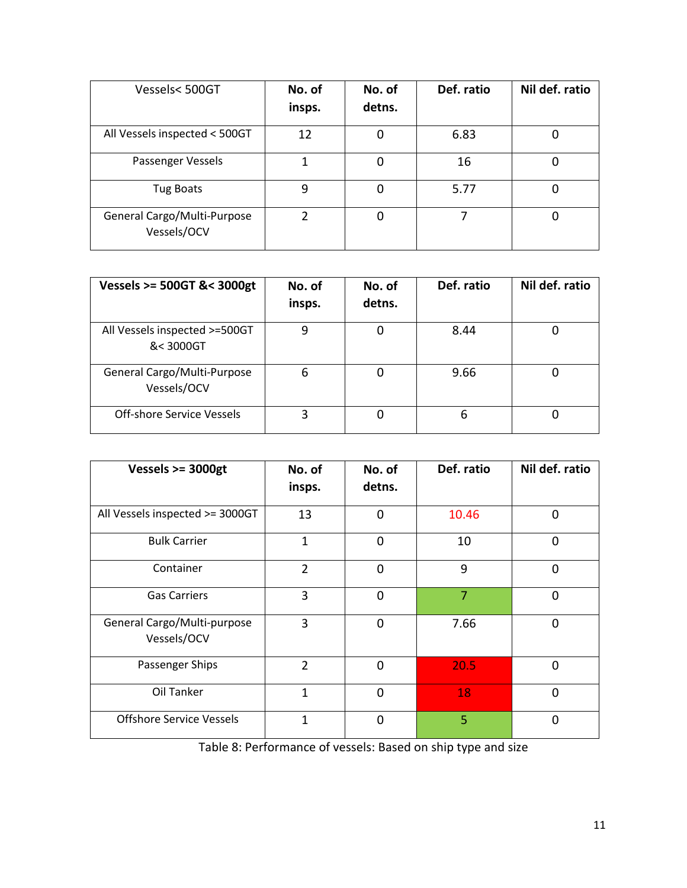| Vessels< 500GT | **No. of insps.** | **No. of detns.** | **Def. ratio** | **Nil def. ratio** |
|---|---|---|---|---|
| All Vessels inspected < 500GT | 12 | 0 | 6.83 | 0 |
| Passenger Vessels | 1 | 0 | 16 | 0 |
| Tug Boats | 9 | 0 | 5.77 | 0 |
| General Cargo/Multi-Purpose Vessels/OCV | 2 | 0 | 7 | 0 |

| **Vessels >= 500GT &< 3000gt** | **No. of insps.** | **No. of detns.** | **Def. ratio** | **Nil def. ratio** |
|---|---|---|---|---|
| All Vessels inspected >=500GT &< 3000GT | 9 | 0 | 8.44 | 0 |
| General Cargo/Multi-Purpose Vessels/OCV | 6 | 0 | 9.66 | 0 |
| Off-shore Service Vessels | 3 | 0 | 6 | 0 |

| **Vessels >= 3000gt** | **No. of insps.** | **No. of detns.** | **Def. ratio** | **Nil def. ratio** |
|---|---|---|---|---|
| All Vessels inspected >= 3000GT | 13 | 0 | 10.46 | 0 |
| Bulk Carrier | 1 | 0 | 10 | 0 |
| Container | 2 | 0 | 9 | 0 |
| Gas Carriers | 3 | 0 | 7 | 0 |
| General Cargo/Multi-purpose Vessels/OCV | 3 | 0 | 7.66 | 0 |
| Passenger Ships | 2 | 0 | 20.5 | 0 |
| Oil Tanker | 1 | 0 | 18 | 0 |
| Offshore Service Vessels | 1 | 0 | 5 | 0 |

Table 8: Performance of vessels: Based on ship type and size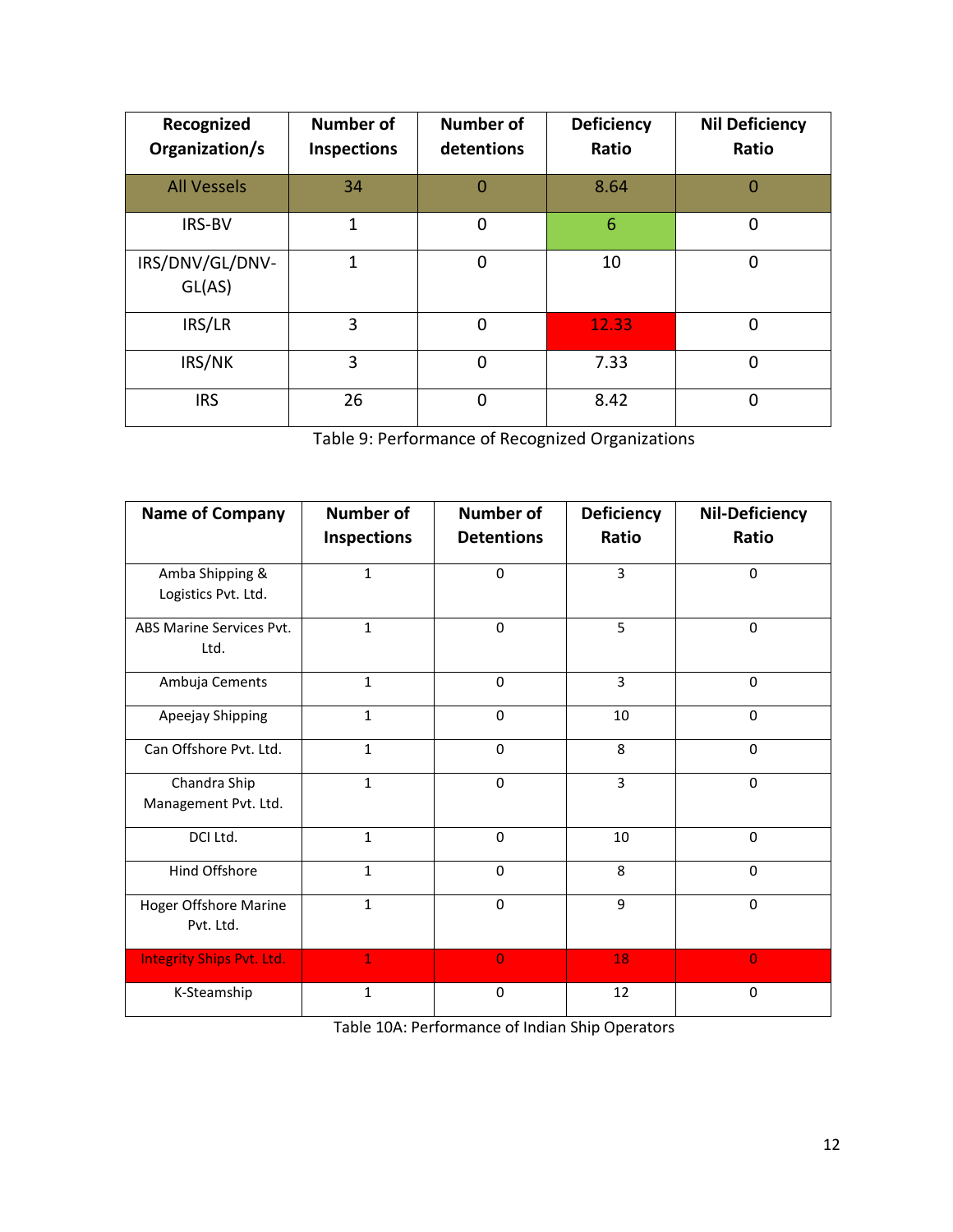| Recognized Organization/s | Number of Inspections | Number of detentions | Deficiency Ratio | Nil Deficiency Ratio |
|---|---|---|---|---|
| All Vessels | 34 | 0 | 8.64 | 0 |
| IRS-BV | 1 | 0 | 6 | 0 |
| IRS/DNV/GL/DNV-GL(AS) | 1 | 0 | 10 | 0 |
| IRS/LR | 3 | 0 | 12.33 | 0 |
| IRS/NK | 3 | 0 | 7.33 | 0 |
| IRS | 26 | 0 | 8.42 | 0 |

Table 9: Performance of Recognized Organizations

| Name of Company | Number of Inspections | Number of Detentions | Deficiency Ratio | Nil-Deficiency Ratio |
|---|---|---|---|---|
| Amba Shipping & Logistics Pvt. Ltd. | 1 | 0 | 3 | 0 |
| ABS Marine Services Pvt. Ltd. | 1 | 0 | 5 | 0 |
| Ambuja Cements | 1 | 0 | 3 | 0 |
| Apeejay Shipping | 1 | 0 | 10 | 0 |
| Can Offshore Pvt. Ltd. | 1 | 0 | 8 | 0 |
| Chandra Ship Management Pvt. Ltd. | 1 | 0 | 3 | 0 |
| DCI Ltd. | 1 | 0 | 10 | 0 |
| Hind Offshore | 1 | 0 | 8 | 0 |
| Hoger Offshore Marine Pvt. Ltd. | 1 | 0 | 9 | 0 |
| Integrity Ships Pvt. Ltd. | 1 | 0 | 18 | 0 |
| K-Steamship | 1 | 0 | 12 | 0 |

Table 10A: Performance of Indian Ship Operators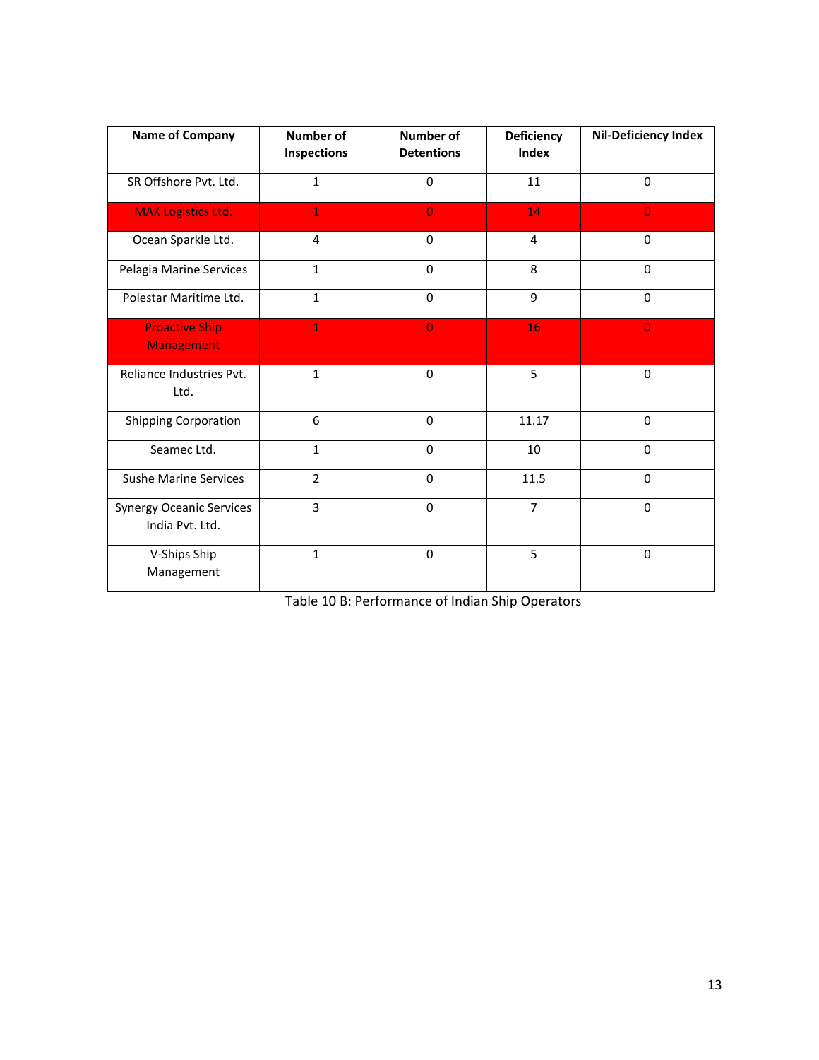| Name of Company | Number of Inspections | Number of Detentions | Deficiency Index | Nil-Deficiency Index |
| --- | --- | --- | --- | --- |
| SR Offshore Pvt. Ltd. | 1 | 0 | 11 | 0 |
| MAK Logistics Ltd. | 1 | 0 | 14 | 0 |
| Ocean Sparkle Ltd. | 4 | 0 | 4 | 0 |
| Pelagia Marine Services | 1 | 0 | 8 | 0 |
| Polestar Maritime Ltd. | 1 | 0 | 9 | 0 |
| Proactive Ship Management | 1 | 0 | 16 | 0 |
| Reliance Industries Pvt. Ltd. | 1 | 0 | 5 | 0 |
| Shipping Corporation | 6 | 0 | 11.17 | 0 |
| Seamec Ltd. | 1 | 0 | 10 | 0 |
| Sushe Marine Services | 2 | 0 | 11.5 | 0 |
| Synergy Oceanic Services India Pvt. Ltd. | 3 | 0 | 7 | 0 |
| V-Ships Ship Management | 1 | 0 | 5 | 0 |

Table 10 B: Performance of Indian Ship Operators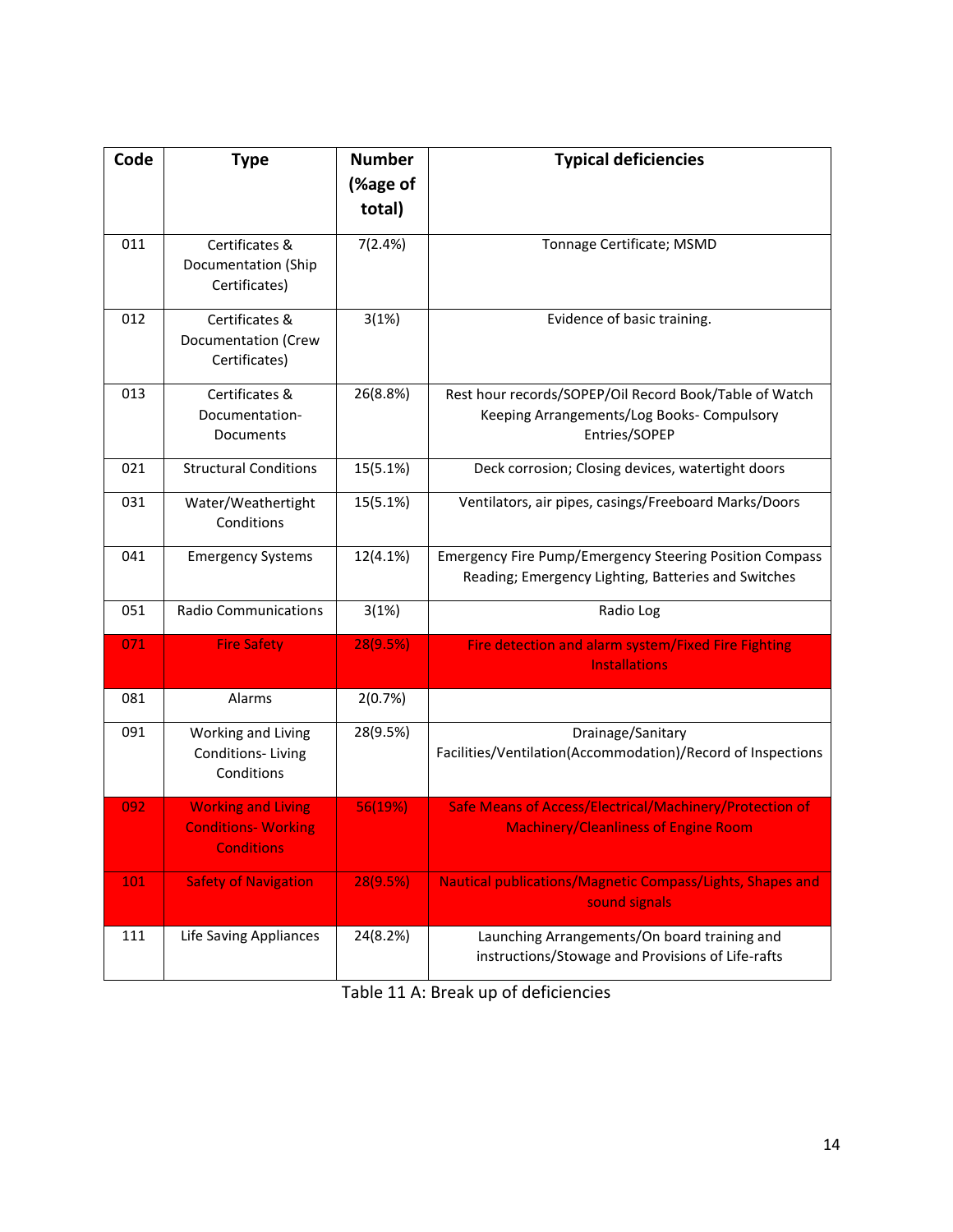| Code | Type | Number (%age of total) | Typical deficiencies |
|---|---|---|---|
| 011 | Certificates & Documentation (Ship Certificates) | 7(2.4%) | Tonnage Certificate; MSMD |
| 012 | Certificates & Documentation (Crew Certificates) | 3(1%) | Evidence of basic training. |
| 013 | Certificates & Documentation-Documents | 26(8.8%) | Rest hour records/SOPEP/Oil Record Book/Table of Watch Keeping Arrangements/Log Books- Compulsory Entries/SOPEP |
| 021 | Structural Conditions | 15(5.1%) | Deck corrosion; Closing devices, watertight doors |
| 031 | Water/Weathertight Conditions | 15(5.1%) | Ventilators, air pipes, casings/Freeboard Marks/Doors |
| 041 | Emergency Systems | 12(4.1%) | Emergency Fire Pump/Emergency Steering Position Compass Reading; Emergency Lighting, Batteries and Switches |
| 051 | Radio Communications | 3(1%) | Radio Log |
| 071 | Fire Safety | 28(9.5%) | Fire detection and alarm system/Fixed Fire Fighting Installations |
| 081 | Alarms | 2(0.7%) | |
| 091 | Working and Living Conditions- Living Conditions | 28(9.5%) | Drainage/Sanitary Facilities/Ventilation(Accommodation)/Record of Inspections |
| 092 | Working and Living Conditions- Working Conditions | 56(19%) | Safe Means of Access/Electrical/Machinery/Protection of Machinery/Cleanliness of Engine Room |
| 101 | Safety of Navigation | 28(9.5%) | Nautical publications/Magnetic Compass/Lights, Shapes and sound signals |
| 111 | Life Saving Appliances | 24(8.2%) | Launching Arrangements/On board training and instructions/Stowage and Provisions of Life-rafts |

Table 11 A: Break up of deficiencies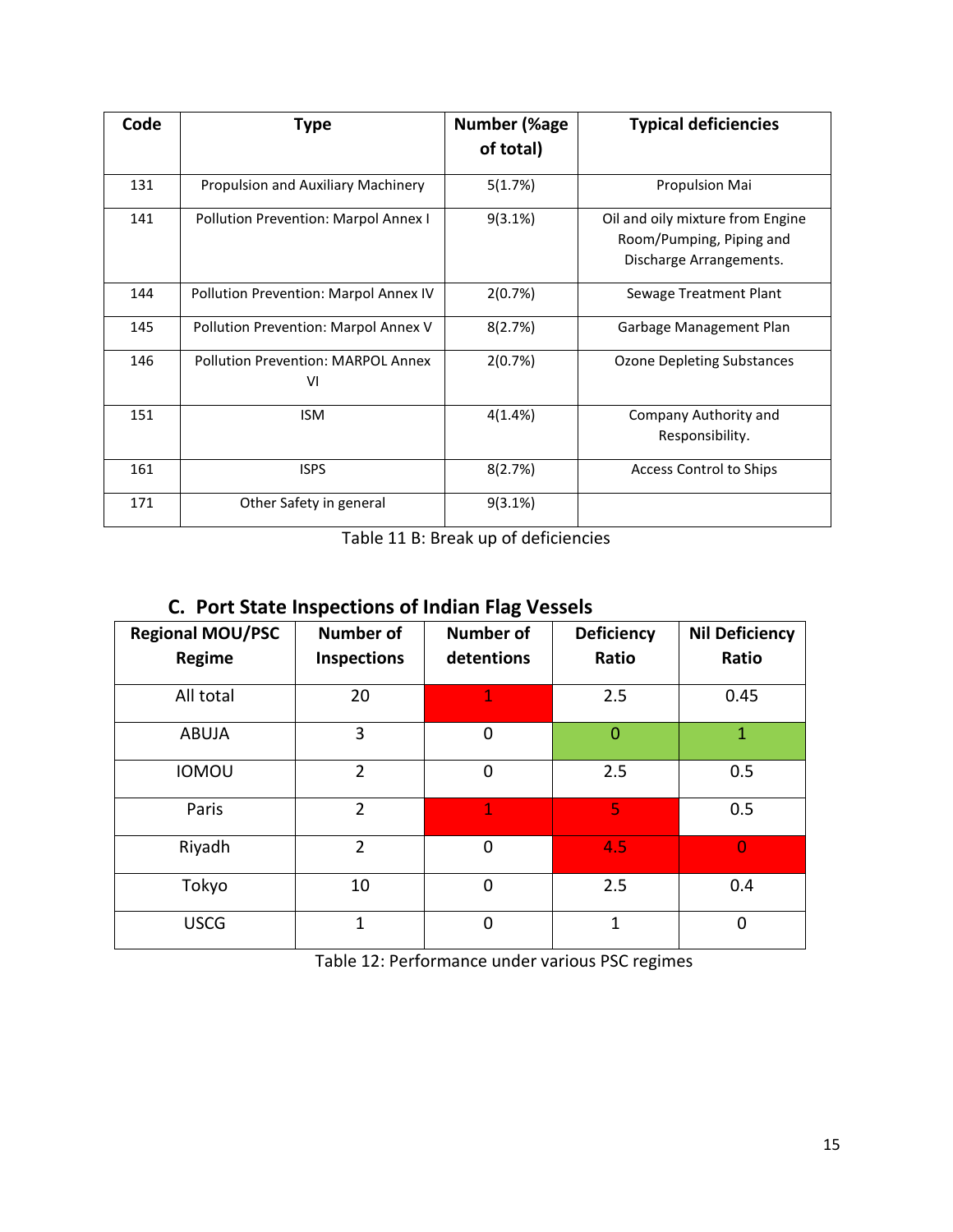| Code | Type | Number (%age of total) | Typical deficiencies |
|---|---|---|---|
| 131 | Propulsion and Auxiliary Machinery | 5(1.7%) | Propulsion Mai |
| 141 | Pollution Prevention: Marpol Annex I | 9(3.1%) | Oil and oily mixture from Engine Room/Pumping, Piping and Discharge Arrangements. |
| 144 | Pollution Prevention: Marpol Annex IV | 2(0.7%) | Sewage Treatment Plant |
| 145 | Pollution Prevention: Marpol Annex V | 8(2.7%) | Garbage Management Plan |
| 146 | Pollution Prevention: MARPOL Annex VI | 2(0.7%) | Ozone Depleting Substances |
| 151 | ISM | 4(1.4%) | Company Authority and Responsibility. |
| 161 | ISPS | 8(2.7%) | Access Control to Ships |
| 171 | Other Safety in general | 9(3.1%) | |

Table 11 B: Break up of deficiencies

## C. Port State Inspections of Indian Flag Vessels

| Regional MOU/PSC Regime | Number of Inspections | Number of detentions | Deficiency Ratio | Nil Deficiency Ratio |
|---|---|---|---|---|
| All total | 20 | 1 | 2.5 | 0.45 |
| ABUJA | 3 | 0 | 0 | 1 |
| IOMOU | 2 | 0 | 2.5 | 0.5 |
| Paris | 2 | 1 | 5 | 0.5 |
| Riyadh | 2 | 0 | 4.5 | 0 |
| Tokyo | 10 | 0 | 2.5 | 0.4 |
| USCG | 1 | 0 | 1 | 0 |

Table 12: Performance under various PSC regimes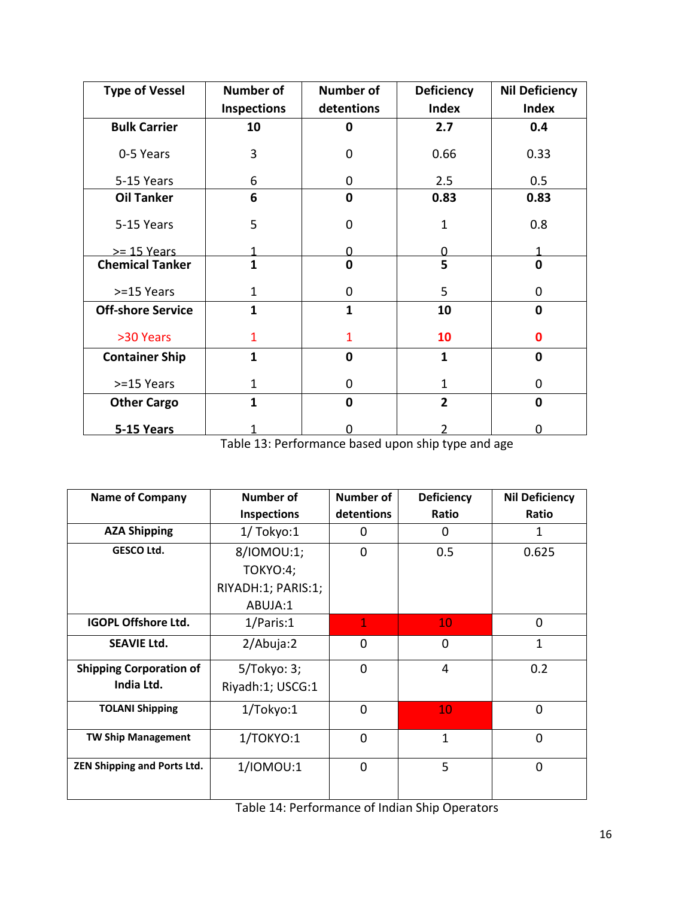| Type of Vessel | Number of Inspections | Number of detentions | Deficiency Index | Nil Deficiency Index |
|---|---|---|---|---|
| **Bulk Carrier** | **10** | **0** | **2.7** | **0.4** |
| 0-5 Years | 3 | 0 | 0.66 | 0.33 |
| 5-15 Years | 6 | 0 | 2.5 | 0.5 |
| **Oil Tanker** | **6** | **0** | **0.83** | **0.83** |
| 5-15 Years | 5 | 0 | 1 | 0.8 |
| >= 15 Years | 1 | 0 | 0 | 1 |
| **Chemical Tanker** | **1** | **0** | **5** | **0** |
| >=15 Years | 1 | 0 | 5 | 0 |
| **Off-shore Service** | **1** | **1** | **10** | **0** |
| >30 Years | 1 | 1 | **10** | **0** |
| **Container Ship** | **1** | **0** | **1** | **0** |
| >=15 Years | 1 | 0 | 1 | 0 |
| **Other Cargo** | **1** | **0** | **2** | **0** |
| **5-15 Years** | 1 | 0 | 2 | 0 |

Table 13: Performance based upon ship type and age

| Name of Company | Number of Inspections | Number of detentions | Deficiency Ratio | Nil Deficiency Ratio |
|---|---|---|---|---|
| **AZA Shipping** | 1/ Tokyo:1 | 0 | 0 | 1 |
| **GESCO Ltd.** | 8/IOMOU:1; TOKYO:4; RIYADH:1; PARIS:1; ABUJA:1 | 0 | 0.5 | 0.625 |
| **IGOPL Offshore Ltd.** | 1/Paris:1 | 1 | 10 | 0 |
| **SEAVIE Ltd.** | 2/Abuja:2 | 0 | 0 | 1 |
| **Shipping Corporation of India Ltd.** | 5/Tokyo: 3; Riyadh:1; USCG:1 | 0 | 4 | 0.2 |
| **TOLANI Shipping** | 1/Tokyo:1 | 0 | 10 | 0 |
| **TW Ship Management** | 1/TOKYO:1 | 0 | 1 | 0 |
| **ZEN Shipping and Ports Ltd.** | 1/IOMOU:1 | 0 | 5 | 0 |

Table 14: Performance of Indian Ship Operators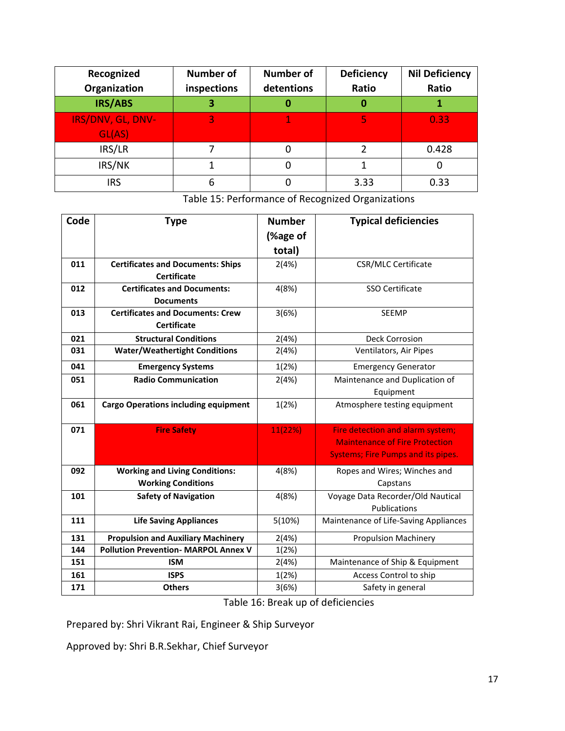| Recognized Organization | Number of inspections | Number of detentions | Deficiency Ratio | Nil Deficiency Ratio |
|---|---|---|---|---|
| **IRS/ABS** | **3** | **0** | **0** | **1** |
| IRS/DNV, GL, DNV-GL(AS) | 3 | 1 | 5 | 0.33 |
| IRS/LR | 7 | 0 | 2 | 0.428 |
| IRS/NK | 1 | 0 | 1 | 0 |
| IRS | 6 | 0 | 3.33 | 0.33 |

Table 15: Performance of Recognized Organizations

| Code | Type | Number (%age of total) | Typical deficiencies |
|---|---|---|---|
| 011 | **Certificates and Documents: Ships Certificate** | 2(4%) | CSR/MLC Certificate |
| 012 | **Certificates and Documents: Documents** | 4(8%) | SSO Certificate |
| 013 | **Certificates and Documents: Crew Certificate** | 3(6%) | SEEMP |
| 021 | **Structural Conditions** | 2(4%) | Deck Corrosion |
| 031 | **Water/Weathertight Conditions** | 2(4%) | Ventilators, Air Pipes |
| 041 | **Emergency Systems** | 1(2%) | Emergency Generator |
| 051 | **Radio Communication** | 2(4%) | Maintenance and Duplication of Equipment |
| 061 | **Cargo Operations including equipment** | 1(2%) | Atmosphere testing equipment |
| 071 | **Fire Safety** | 11(22%) | Fire detection and alarm system; Maintenance of Fire Protection Systems; Fire Pumps and its pipes. |
| 092 | **Working and Living Conditions: Working Conditions** | 4(8%) | Ropes and Wires; Winches and Capstans |
| 101 | **Safety of Navigation** | 4(8%) | Voyage Data Recorder/Old Nautical Publications |
| 111 | **Life Saving Appliances** | 5(10%) | Maintenance of Life-Saving Appliances |
| 131 | **Propulsion and Auxiliary Machinery** | 2(4%) | Propulsion Machinery |
| 144 | **Pollution Prevention- MARPOL Annex V** | 1(2%) | |
| 151 | **ISM** | 2(4%) | Maintenance of Ship & Equipment |
| 161 | **ISPS** | 1(2%) | Access Control to ship |
| 171 | **Others** | 3(6%) | Safety in general |

Table 16: Break up of deficiencies

Prepared by: Shri Vikrant Rai, Engineer & Ship Surveyor

Approved by: Shri B.R.Sekhar, Chief Surveyor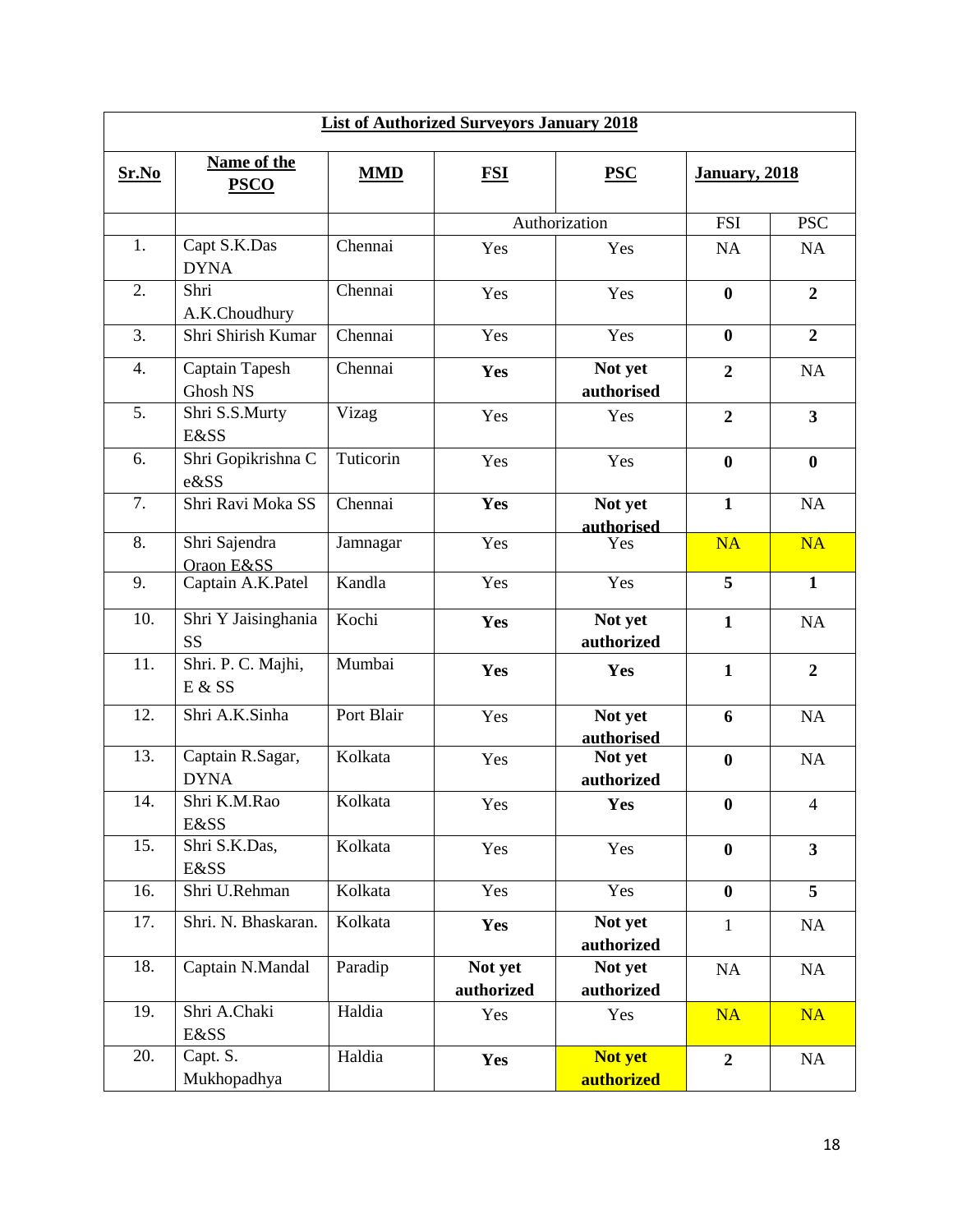**List of Authorized Surveyors January 2018**

| Sr.No | Name of the PSCO | MMD | FSI | PSC | January, 2018 | |
|---|---|---|---|---|---|---|
| | | | Authorization | | FSI | PSC |
| 1. | Capt S.K.Das DYNA | Chennai | Yes | Yes | NA | NA |
| 2. | Shri A.K.Choudhury | Chennai | Yes | Yes | **0** | **2** |
| 3. | Shri Shirish Kumar | Chennai | Yes | Yes | **0** | **2** |
| 4. | Captain Tapesh Ghosh NS | Chennai | **Yes** | **Not yet authorised** | **2** | NA |
| 5. | Shri S.S.Murty E&SS | Vizag | Yes | Yes | **2** | **3** |
| 6. | Shri Gopikrishna C e&SS | Tuticorin | Yes | Yes | **0** | **0** |
| 7. | Shri Ravi Moka SS | Chennai | **Yes** | **Not yet authorised** | **1** | NA |
| 8. | Shri Sajendra Oraon E&SS | Jamnagar | Yes | Yes | NA | NA |
| 9. | Captain A.K.Patel | Kandla | Yes | Yes | **5** | **1** |
| 10. | Shri Y Jaisinghania SS | Kochi | **Yes** | **Not yet authorized** | **1** | NA |
| 11. | Shri. P. C. Majhi, E & SS | Mumbai | **Yes** | **Yes** | **1** | **2** |
| 12. | Shri A.K.Sinha | Port Blair | Yes | **Not yet authorised** | **6** | NA |
| 13. | Captain R.Sagar, DYNA | Kolkata | Yes | **Not yet authorized** | **0** | NA |
| 14. | Shri K.M.Rao E&SS | Kolkata | Yes | **Yes** | **0** | 4 |
| 15. | Shri S.K.Das, E&SS | Kolkata | Yes | Yes | **0** | **3** |
| 16. | Shri U.Rehman | Kolkata | Yes | Yes | **0** | **5** |
| 17. | Shri. N. Bhaskaran. | Kolkata | **Yes** | **Not yet authorized** | 1 | NA |
| 18. | Captain N.Mandal | Paradip | **Not yet authorized** | **Not yet authorized** | NA | NA |
| 19. | Shri A.Chaki E&SS | Haldia | Yes | Yes | NA | NA |
| 20. | Capt. S. Mukhopadhya | Haldia | **Yes** | **Not yet authorized** | **2** | NA |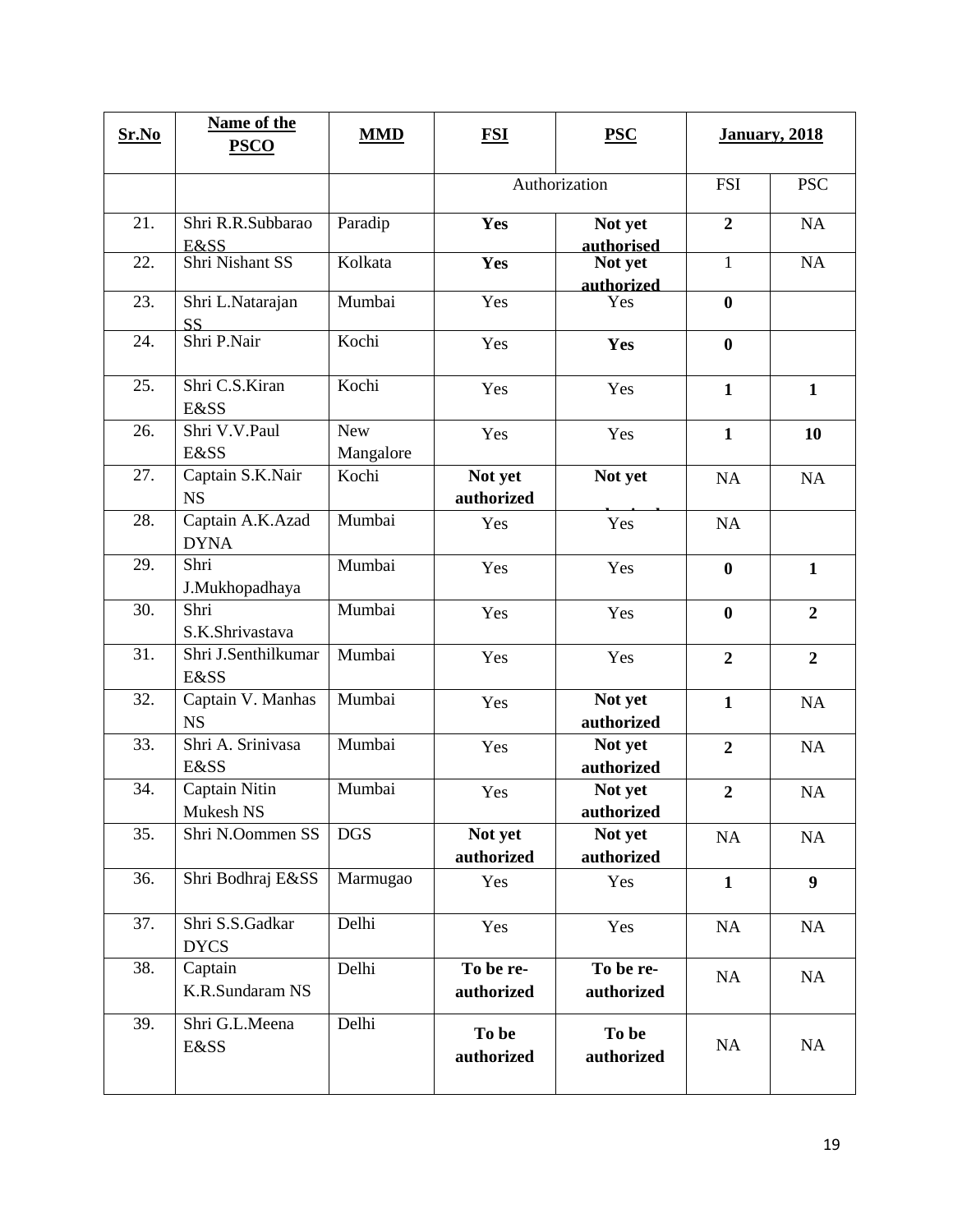| **Sr.No** | **Name of the PSCO** | **MMD** | **FSI** | **PSC** | **January, 2018** | |
|---|---|---|---|---|---|---|
| | | | Authorization | | FSI | PSC |
| 21. | Shri R.R.Subbarao E&SS | Paradip | **Yes** | **Not yet authorised** | **2** | NA |
| 22. | Shri Nishant SS | Kolkata | **Yes** | **Not yet authorized** | 1 | NA |
| 23. | Shri L.Natarajan SS | Mumbai | Yes | Yes | **0** | |
| 24. | Shri P.Nair | Kochi | Yes | **Yes** | **0** | |
| 25. | Shri C.S.Kiran E&SS | Kochi | Yes | Yes | **1** | **1** |
| 26. | Shri V.V.Paul E&SS | New Mangalore | Yes | Yes | **1** | **10** |
| 27. | Captain S.K.Nair NS | Kochi | **Not yet authorized** | **Not yet authorized** | NA | NA |
| 28. | Captain A.K.Azad DYNA | Mumbai | Yes | Yes | NA | |
| 29. | Shri J.Mukhopadhaya | Mumbai | Yes | Yes | **0** | **1** |
| 30. | Shri S.K.Shrivastava | Mumbai | Yes | Yes | **0** | **2** |
| 31. | Shri J.Senthilkumar E&SS | Mumbai | Yes | Yes | **2** | **2** |
| 32. | Captain V. Manhas NS | Mumbai | Yes | **Not yet authorized** | **1** | NA |
| 33. | Shri A. Srinivasa E&SS | Mumbai | Yes | **Not yet authorized** | **2** | NA |
| 34. | Captain Nitin Mukesh NS | Mumbai | Yes | **Not yet authorized** | **2** | NA |
| 35. | Shri N.Oommen SS | DGS | **Not yet authorized** | **Not yet authorized** | NA | NA |
| 36. | Shri Bodhraj E&SS | Marmugao | Yes | Yes | **1** | **9** |
| 37. | Shri S.S.Gadkar DYCS | Delhi | Yes | Yes | NA | NA |
| 38. | Captain K.R.Sundaram NS | Delhi | **To be re-authorized** | **To be re-authorized** | NA | NA |
| 39. | Shri G.L.Meena E&SS | Delhi | **To be authorized** | **To be authorized** | NA | NA |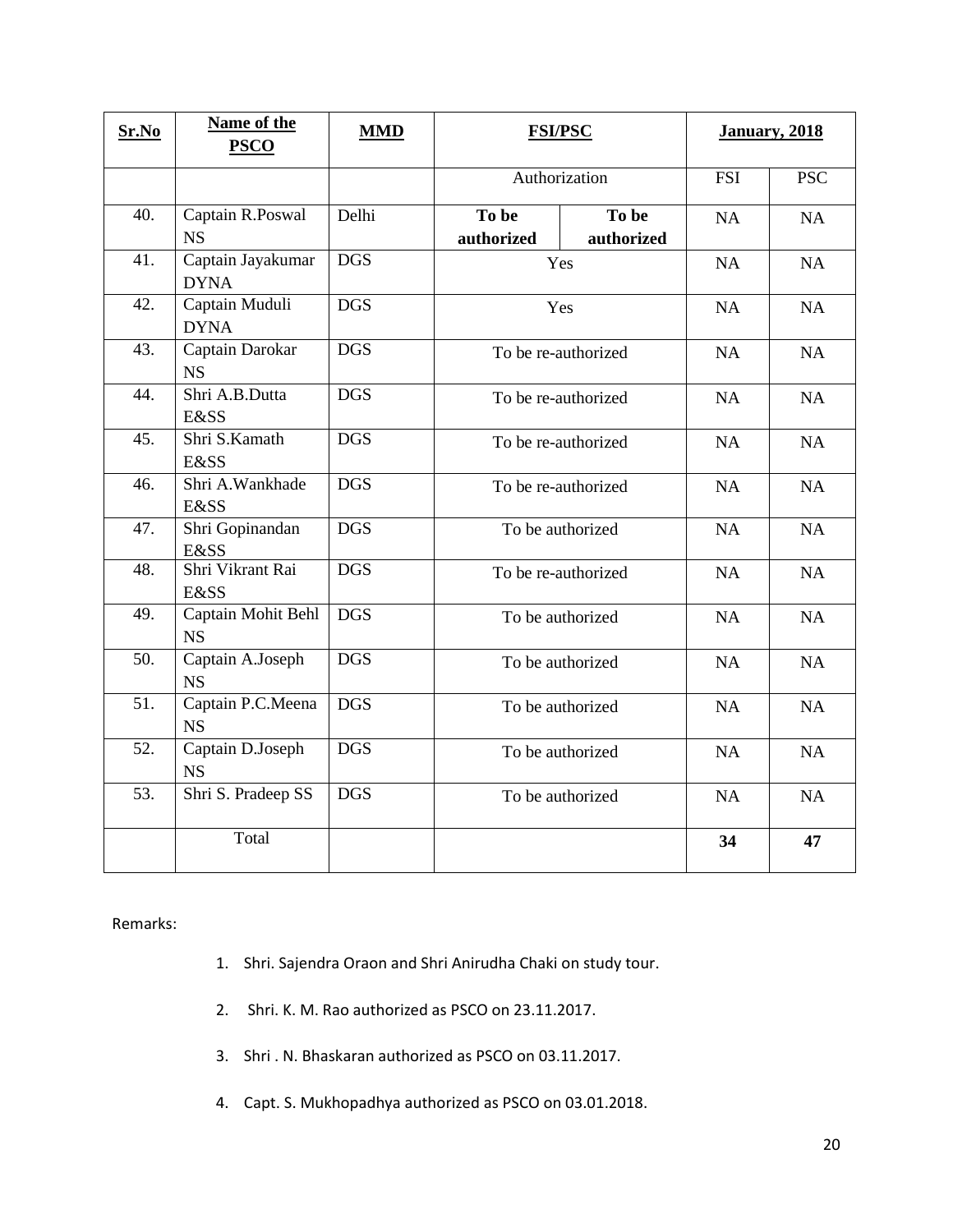| **Sr.No** | **Name of the PSCO** | **MMD** | **FSI/PSC** | | **January, 2018** | |
|---|---|---|---|---|---|---|
| | | | Authorization | | FSI | PSC |
| 40. | Captain R.Poswal NS | Delhi | **To be authorized** | **To be authorized** | NA | NA |
| 41. | Captain Jayakumar DYNA | DGS | Yes | | NA | NA |
| 42. | Captain Muduli DYNA | DGS | Yes | | NA | NA |
| 43. | Captain Darokar NS | DGS | To be re-authorized | | NA | NA |
| 44. | Shri A.B.Dutta E&SS | DGS | To be re-authorized | | NA | NA |
| 45. | Shri S.Kamath E&SS | DGS | To be re-authorized | | NA | NA |
| 46. | Shri A.Wankhade E&SS | DGS | To be re-authorized | | NA | NA |
| 47. | Shri Gopinandan E&SS | DGS | To be authorized | | NA | NA |
| 48. | Shri Vikrant Rai E&SS | DGS | To be re-authorized | | NA | NA |
| 49. | Captain Mohit Behl NS | DGS | To be authorized | | NA | NA |
| 50. | Captain A.Joseph NS | DGS | To be authorized | | NA | NA |
| 51. | Captain P.C.Meena NS | DGS | To be authorized | | NA | NA |
| 52. | Captain D.Joseph NS | DGS | To be authorized | | NA | NA |
| 53. | Shri S. Pradeep SS | DGS | To be authorized | | NA | NA |
| | Total | | | | **34** | **47** |

Remarks:

1. Shri. Sajendra Oraon and Shri Anirudha Chaki on study tour.
2. Shri. K. M. Rao authorized as PSCO on 23.11.2017.
3. Shri . N. Bhaskaran authorized as PSCO on 03.11.2017.
4. Capt. S. Mukhopadhya authorized as PSCO on 03.01.2018.